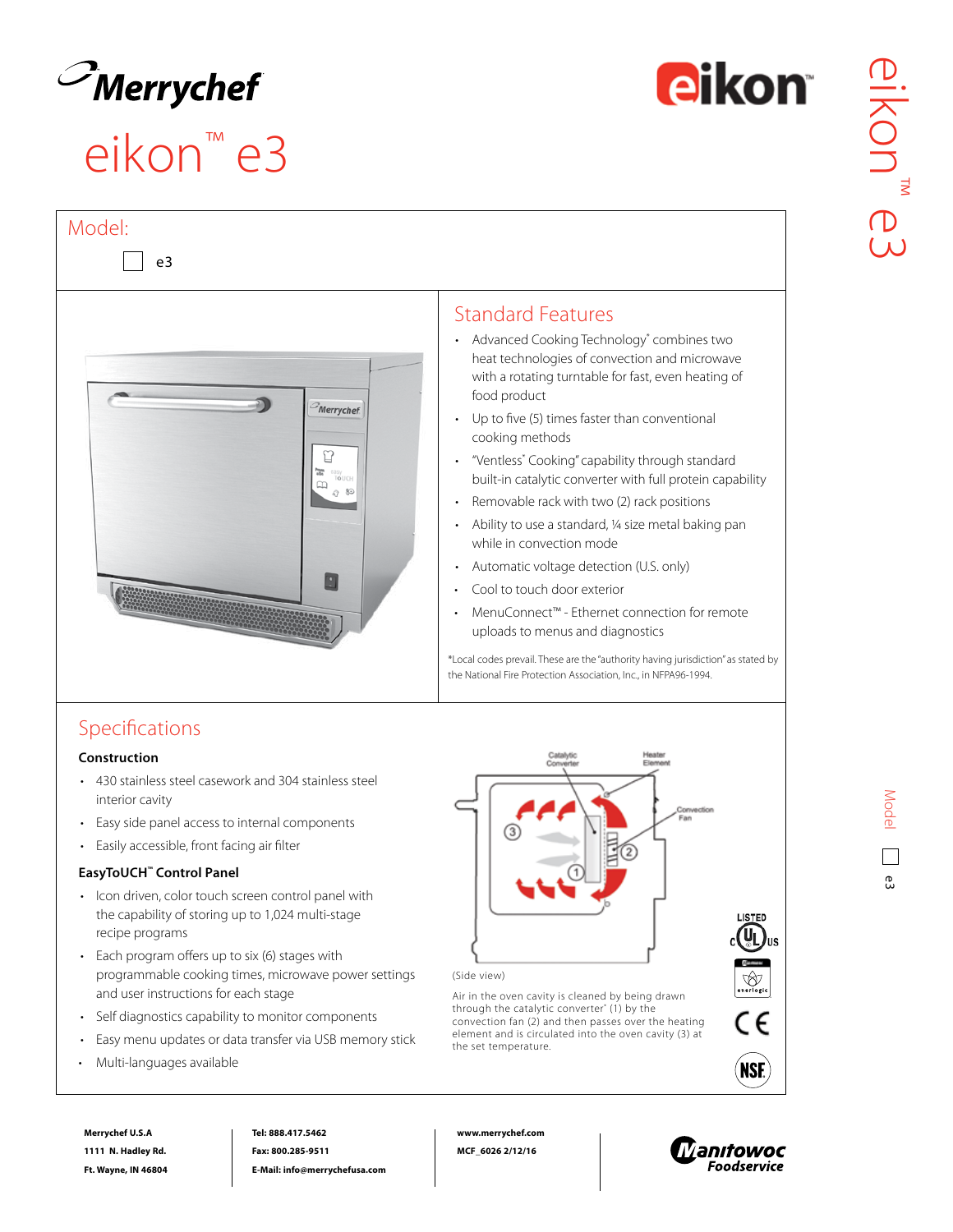# Merrychef

# eikon™ e3

## Model:

☐ e3

## Standard Features

- Advanced Cooking Technology* combines two heat technologies of convection and microwave with a rotating turntable for fast, even heating of food product
- Up to five (5) times faster than conventional cooking methods
- "Ventless* Cooking" capability through standard built-in catalytic converter with full protein capability
- Removable rack with two (2) rack positions
- Ability to use a standard, ¼ size metal baking pan while in convection mode
- Automatic voltage detection (U.S. only)
- Cool to touch door exterior
- MenuConnect™ - Ethernet connection for remote uploads to menus and diagnostics

*Local codes prevail. These are the "authority having jurisdiction" as stated by the National Fire Protection Association, Inc., in NFPA96-1994.

## Specifications

### Construction

- 430 stainless steel casework and 304 stainless steel interior cavity
- Easy side panel access to internal components
- Easily accessible, front facing air filter

### EasyToUCH™ Control Panel

- Icon driven, color touch screen control panel with the capability of storing up to 1,024 multi-stage recipe programs
- Each program offers up to six (6) stages with programmable cooking times, microwave power settings and user instructions for each stage
- Self diagnostics capability to monitor components
- Easy menu updates or data transfer via USB memory stick
- Multi-languages available

Catalytic Converter · Heater Element · Convection Fan

(Side view)

Air in the oven cavity is cleaned by being drawn through the catalytic converter* (1) by the convection fan (2) and then passes over the heating element and is circulated into the oven cavity (3) at the set temperature.

LISTED c UL US · enerlogic · CE · NSF

Merrychef U.S.A
1111 N. Hadley Rd.
Ft. Wayne, IN 46804

Tel: 888.417.5462
Fax: 800.285-9511
E-Mail: info@merrychefusa.com

www.merrychef.com
MCF_6026 2/12/16

Manitowoc Foodservice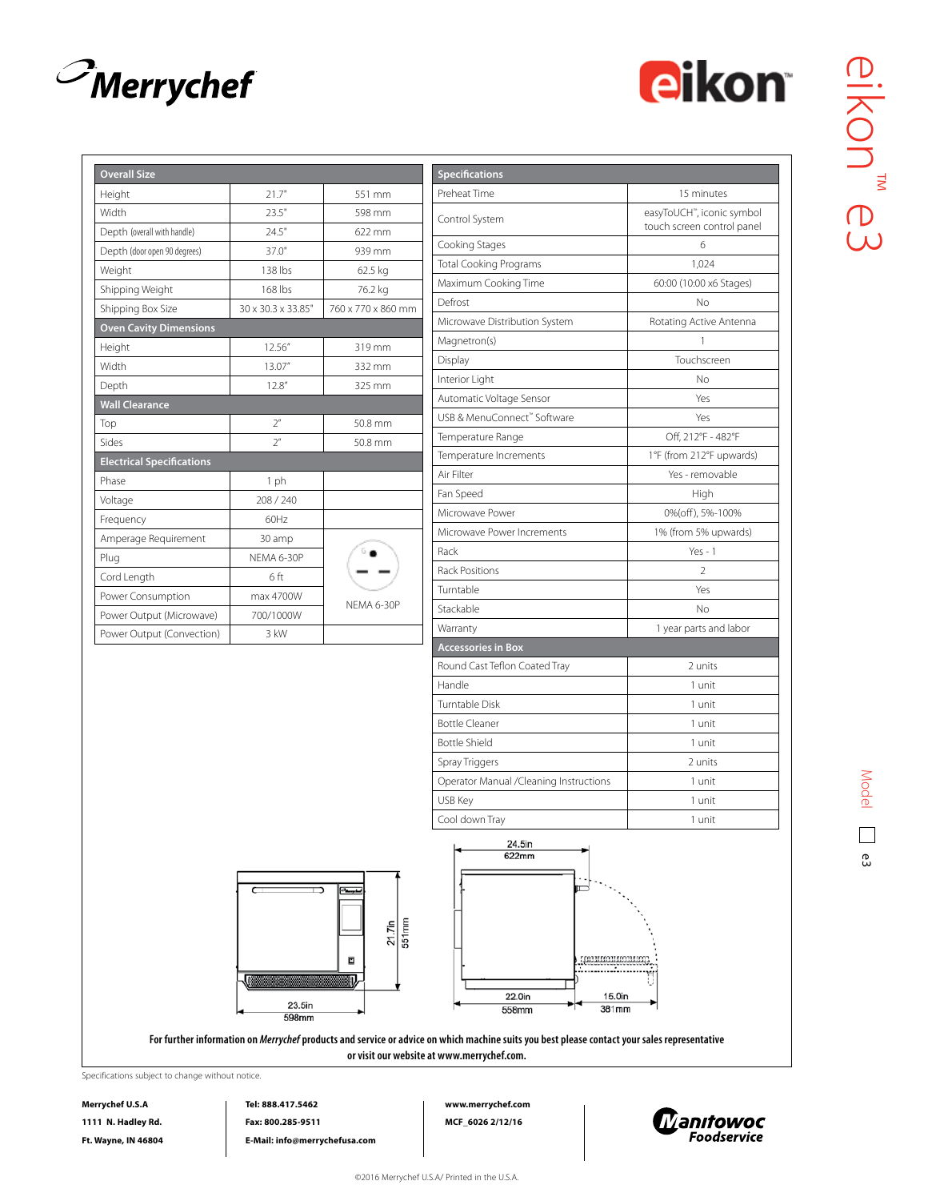# Merrychef

# eikon

eikon™ e3

## Overall Size

| | | |
|---|---|---|
| Height | 21.7" | 551 mm |
| Width | 23.5" | 598 mm |
| Depth (overall with handle) | 24.5" | 622 mm |
| Depth (door open 90 degrees) | 37.0" | 939 mm |
| Weight | 138 lbs | 62.5 kg |
| Shipping Weight | 168 lbs | 76.2 kg |
| Shipping Box Size | 30 x 30.3 x 33.85" | 760 x 770 x 860 mm |

## Oven Cavity Dimensions

| | | |
|---|---|---|
| Height | 12.56" | 319 mm |
| Width | 13.07" | 332 mm |
| Depth | 12.8" | 325 mm |

## Wall Clearance

| | | |
|---|---|---|
| Top | 2" | 50.8 mm |
| Sides | 2" | 50.8 mm |

## Electrical Specifications

| | | |
|---|---|---|
| Phase | 1 ph | |
| Voltage | 208 / 240 | |
| Frequency | 60Hz | |
| Amperage Requirement | 30 amp | NEMA 6-30P |
| Plug | NEMA 6-30P | |
| Cord Length | 6 ft | |
| Power Consumption | max 4700W | |
| Power Output (Microwave) | 700/1000W | |
| Power Output (Convection) | 3 kW | |

## Specifications

| | |
|---|---|
| Preheat Time | 15 minutes |
| Control System | easyToUCH™, iconic symbol touch screen control panel |
| Cooking Stages | 6 |
| Total Cooking Programs | 1,024 |
| Maximum Cooking Time | 60:00 (10:00 x6 Stages) |
| Defrost | No |
| Microwave Distribution System | Rotating Active Antenna |
| Magnetron(s) | 1 |
| Display | Touchscreen |
| Interior Light | No |
| Automatic Voltage Sensor | Yes |
| USB & MenuConnect™ Software | Yes |
| Temperature Range | Off, 212°F - 482°F |
| Temperature Increments | 1°F (from 212°F upwards) |
| Air Filter | Yes - removable |
| Fan Speed | High |
| Microwave Power | 0%(off), 5%-100% |
| Microwave Power Increments | 1% (from 5% upwards) |
| Rack | Yes - 1 |
| Rack Positions | 2 |
| Turntable | Yes |
| Stackable | No |
| Warranty | 1 year parts and labor |

## Accessories in Box

| | |
|---|---|
| Round Cast Teflon Coated Tray | 2 units |
| Handle | 1 unit |
| Turntable Disk | 1 unit |
| Bottle Cleaner | 1 unit |
| Bottle Shield | 1 unit |
| Spray Triggers | 2 units |
| Operator Manual /Cleaning Instructions | 1 unit |
| USB Key | 1 unit |
| Cool down Tray | 1 unit |

21.7in
551mm
23.5in
598mm

24.5in
622mm
22.0in
558mm
15.0in
381mm

**For further information on *Merrychef* products and service or advice on which machine suits you best please contact your sales representative or visit our website at www.merrychef.com.**

Specifications subject to change without notice.

Model ☐ e3

**Merrychef U.S.A**
**1111 N. Hadley Rd.**
**Ft. Wayne, IN 46804**

**Tel: 888.417.5462**
**Fax: 800.285-9511**
**E-Mail: info@merrychefusa.com**

**www.merrychef.com**
**MCF_6026 2/12/16**

Manitowoc Foodservice

©2016 Merrychef U.S.A/ Printed in the U.S.A.